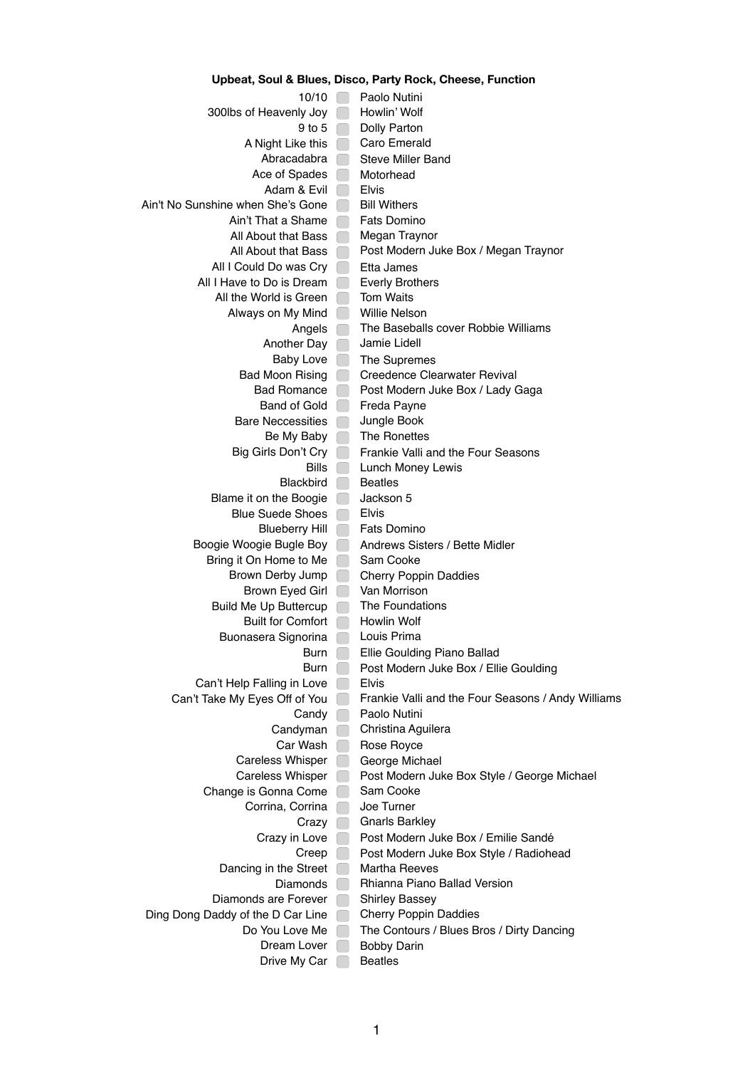**Upbeat, Soul & Blues, Disco, Party Rock, Cheese, Function**

| Song | | Artist |
|---|---|---|
| 10/10 | ☐ | Paolo Nutini |
| 300lbs of Heavenly Joy | ☐ | Howlin' Wolf |
| 9 to 5 | ☐ | Dolly Parton |
| A Night Like this | ☐ | Caro Emerald |
| Abracadabra | ☐ | Steve Miller Band |
| Ace of Spades | ☐ | Motorhead |
| Adam & Evil | ☐ | Elvis |
| Ain't No Sunshine when She's Gone | ☐ | Bill Withers |
| Ain't That a Shame | ☐ | Fats Domino |
| All About that Bass | ☐ | Megan Traynor |
| All About that Bass | ☐ | Post Modern Juke Box / Megan Traynor |
| All I Could Do was Cry | ☐ | Etta James |
| All I Have to Do is Dream | ☐ | Everly Brothers |
| All the World is Green | ☐ | Tom Waits |
| Always on My Mind | ☐ | Willie Nelson |
| Angels | ☐ | The Baseballs cover Robbie Williams |
| Another Day | ☐ | Jamie Lidell |
| Baby Love | ☐ | The Supremes |
| Bad Moon Rising | ☐ | Creedence Clearwater Revival |
| Bad Romance | ☐ | Post Modern Juke Box / Lady Gaga |
| Band of Gold | ☐ | Freda Payne |
| Bare Neccessities | ☐ | Jungle Book |
| Be My Baby | ☐ | The Ronettes |
| Big Girls Don't Cry | ☐ | Frankie Valli and the Four Seasons |
| Bills | ☐ | Lunch Money Lewis |
| Blackbird | ☐ | Beatles |
| Blame it on the Boogie | ☐ | Jackson 5 |
| Blue Suede Shoes | ☐ | Elvis |
| Blueberry Hill | ☐ | Fats Domino |
| Boogie Woogie Bugle Boy | ☐ | Andrews Sisters / Bette Midler |
| Bring it On Home to Me | ☐ | Sam Cooke |
| Brown Derby Jump | ☐ | Cherry Poppin Daddies |
| Brown Eyed Girl | ☐ | Van Morrison |
| Build Me Up Buttercup | ☐ | The Foundations |
| Built for Comfort | ☐ | Howlin Wolf |
| Buonasera Signorina | ☐ | Louis Prima |
| Burn | ☐ | Ellie Goulding Piano Ballad |
| Burn | ☐ | Post Modern Juke Box / Ellie Goulding |
| Can't Help Falling in Love | ☐ | Elvis |
| Can't Take My Eyes Off of You | ☐ | Frankie Valli and the Four Seasons / Andy Williams |
| Candy | ☐ | Paolo Nutini |
| Candyman | ☐ | Christina Aguilera |
| Car Wash | ☐ | Rose Royce |
| Careless Whisper | ☐ | George Michael |
| Careless Whisper | ☐ | Post Modern Juke Box Style / George Michael |
| Change is Gonna Come | ☐ | Sam Cooke |
| Corrina, Corrina | ☐ | Joe Turner |
| Crazy | ☐ | Gnarls Barkley |
| Crazy in Love | ☐ | Post Modern Juke Box / Emilie Sandé |
| Creep | ☐ | Post Modern Juke Box Style / Radiohead |
| Dancing in the Street | ☐ | Martha Reeves |
| Diamonds | ☐ | Rhianna Piano Ballad Version |
| Diamonds are Forever | ☐ | Shirley Bassey |
| Ding Dong Daddy of the D Car Line | ☐ | Cherry Poppin Daddies |
| Do You Love Me | ☐ | The Contours / Blues Bros / Dirty Dancing |
| Dream Lover | ☐ | Bobby Darin |
| Drive My Car | ☐ | Beatles |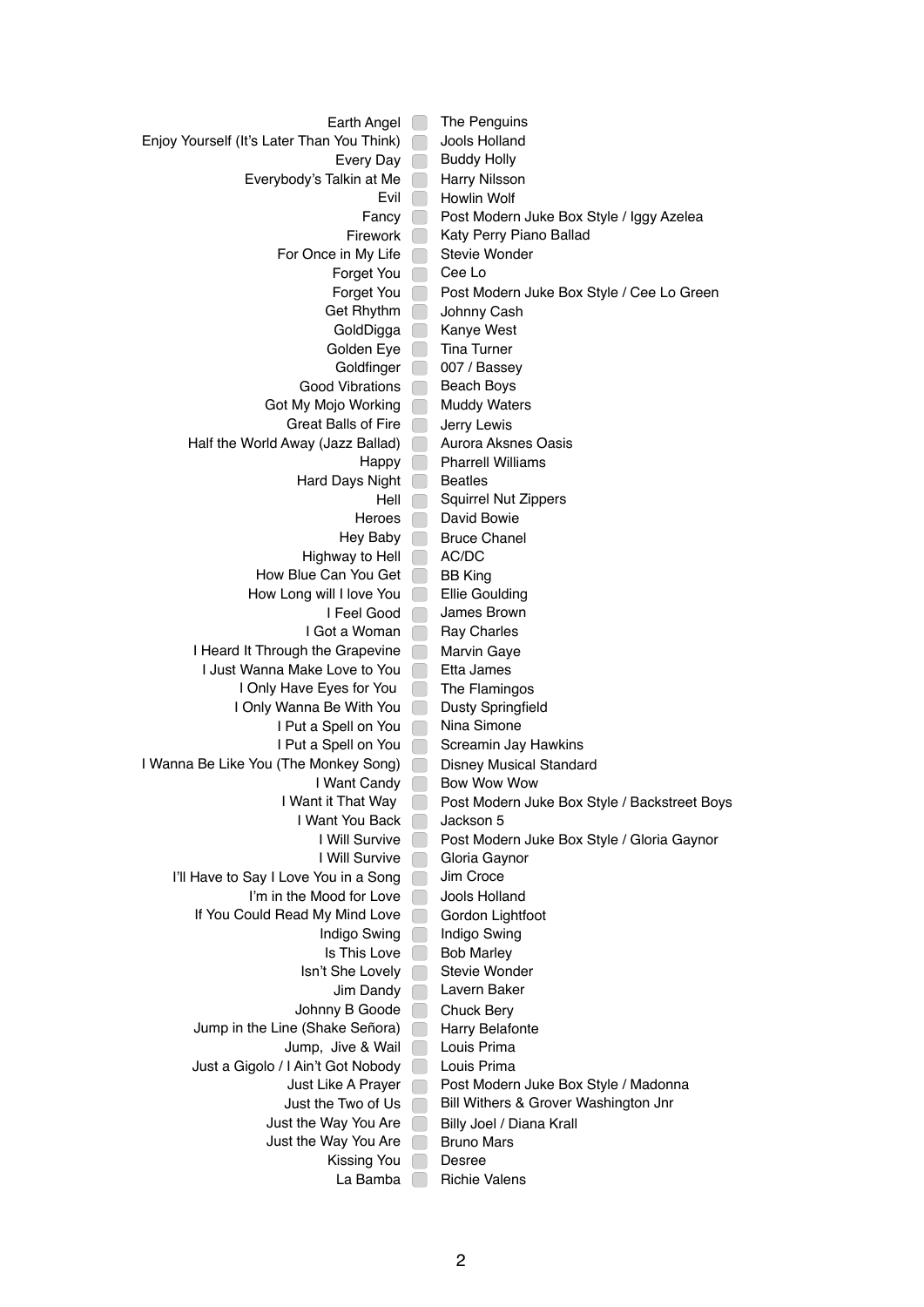| Song | | Artist |
| --- | --- | --- |
| Earth Angel | ☐ | The Penguins |
| Enjoy Yourself (It's Later Than You Think) | ☐ | Jools Holland |
| Every Day | ☐ | Buddy Holly |
| Everybody's Talkin at Me | ☐ | Harry Nilsson |
| Evil | ☐ | Howlin Wolf |
| Fancy | ☐ | Post Modern Juke Box Style / Iggy Azelea |
| Firework | ☐ | Katy Perry Piano Ballad |
| For Once in My Life | ☐ | Stevie Wonder |
| Forget You | ☐ | Cee Lo |
| Forget You | ☐ | Post Modern Juke Box Style / Cee Lo Green |
| Get Rhythm | ☐ | Johnny Cash |
| GoldDigga | ☐ | Kanye West |
| Golden Eye | ☐ | Tina Turner |
| Goldfinger | ☐ | 007 / Bassey |
| Good Vibrations | ☐ | Beach Boys |
| Got My Mojo Working | ☐ | Muddy Waters |
| Great Balls of Fire | ☐ | Jerry Lewis |
| Half the World Away (Jazz Ballad) | ☐ | Aurora Aksnes Oasis |
| Happy | ☐ | Pharrell Williams |
| Hard Days Night | ☐ | Beatles |
| Hell | ☐ | Squirrel Nut Zippers |
| Heroes | ☐ | David Bowie |
| Hey Baby | ☐ | Bruce Chanel |
| Highway to Hell | ☐ | AC/DC |
| How Blue Can You Get | ☐ | BB King |
| How Long will I love You | ☐ | Ellie Goulding |
| I Feel Good | ☐ | James Brown |
| I Got a Woman | ☐ | Ray Charles |
| I Heard It Through the Grapevine | ☐ | Marvin Gaye |
| I Just Wanna Make Love to You | ☐ | Etta James |
| I Only Have Eyes for You | ☐ | The Flamingos |
| I Only Wanna Be With You | ☐ | Dusty Springfield |
| I Put a Spell on You | ☐ | Nina Simone |
| I Put a Spell on You | ☐ | Screamin Jay Hawkins |
| I Wanna Be Like You (The Monkey Song) | ☐ | Disney Musical Standard |
| I Want Candy | ☐ | Bow Wow Wow |
| I Want it That Way | ☐ | Post Modern Juke Box Style / Backstreet Boys |
| I Want You Back | ☐ | Jackson 5 |
| I Will Survive | ☐ | Post Modern Juke Box Style / Gloria Gaynor |
| I Will Survive | ☐ | Gloria Gaynor |
| I'll Have to Say I Love You in a Song | ☐ | Jim Croce |
| I'm in the Mood for Love | ☐ | Jools Holland |
| If You Could Read My Mind Love | ☐ | Gordon Lightfoot |
| Indigo Swing | ☐ | Indigo Swing |
| Is This Love | ☐ | Bob Marley |
| Isn't She Lovely | ☐ | Stevie Wonder |
| Jim Dandy | ☐ | Lavern Baker |
| Johnny B Goode | ☐ | Chuck Bery |
| Jump in the Line (Shake Señora) | ☐ | Harry Belafonte |
| Jump, Jive & Wail | ☐ | Louis Prima |
| Just a Gigolo / I Ain't Got Nobody | ☐ | Louis Prima |
| Just Like A Prayer | ☐ | Post Modern Juke Box Style / Madonna |
| Just the Two of Us | ☐ | Bill Withers & Grover Washington Jnr |
| Just the Way You Are | ☐ | Billy Joel / Diana Krall |
| Just the Way You Are | ☐ | Bruno Mars |
| Kissing You | ☐ | Desree |
| La Bamba | ☐ | Richie Valens |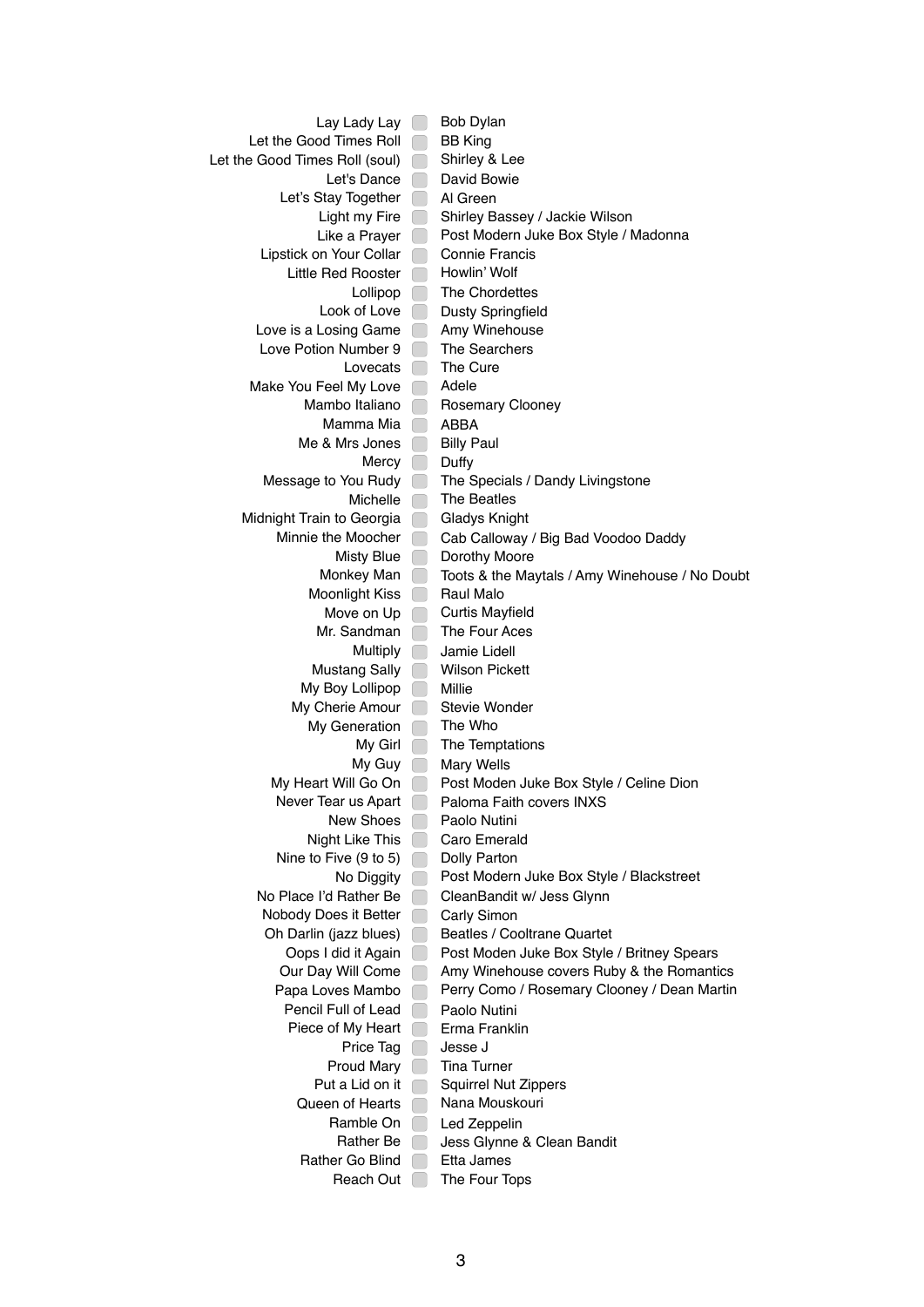| Song | | Artist |
| --- | --- | --- |
| Lay Lady Lay | | Bob Dylan |
| Let the Good Times Roll | | BB King |
| Let the Good Times Roll (soul) | | Shirley & Lee |
| Let's Dance | | David Bowie |
| Let's Stay Together | | Al Green |
| Light my Fire | | Shirley Bassey / Jackie Wilson |
| Like a Prayer | | Post Modern Juke Box Style / Madonna |
| Lipstick on Your Collar | | Connie Francis |
| Little Red Rooster | | Howlin' Wolf |
| Lollipop | | The Chordettes |
| Look of Love | | Dusty Springfield |
| Love is a Losing Game | | Amy Winehouse |
| Love Potion Number 9 | | The Searchers |
| Lovecats | | The Cure |
| Make You Feel My Love | | Adele |
| Mambo Italiano | | Rosemary Clooney |
| Mamma Mia | | ABBA |
| Me & Mrs Jones | | Billy Paul |
| Mercy | | Duffy |
| Message to You Rudy | | The Specials / Dandy Livingstone |
| Michelle | | The Beatles |
| Midnight Train to Georgia | | Gladys Knight |
| Minnie the Moocher | | Cab Calloway / Big Bad Voodoo Daddy |
| Misty Blue | | Dorothy Moore |
| Monkey Man | | Toots & the Maytals / Amy Winehouse / No Doubt |
| Moonlight Kiss | | Raul Malo |
| Move on Up | | Curtis Mayfield |
| Mr. Sandman | | The Four Aces |
| Multiply | | Jamie Lidell |
| Mustang Sally | | Wilson Pickett |
| My Boy Lollipop | | Millie |
| My Cherie Amour | | Stevie Wonder |
| My Generation | | The Who |
| My Girl | | The Temptations |
| My Guy | | Mary Wells |
| My Heart Will Go On | | Post Moden Juke Box Style / Celine Dion |
| Never Tear us Apart | | Paloma Faith covers INXS |
| New Shoes | | Paolo Nutini |
| Night Like This | | Caro Emerald |
| Nine to Five (9 to 5) | | Dolly Parton |
| No Diggity | | Post Modern Juke Box Style / Blackstreet |
| No Place I'd Rather Be | | CleanBandit w/ Jess Glynn |
| Nobody Does it Better | | Carly Simon |
| Oh Darlin (jazz blues) | | Beatles / Cooltrane Quartet |
| Oops I did it Again | | Post Moden Juke Box Style / Britney Spears |
| Our Day Will Come | | Amy Winehouse covers Ruby & the Romantics |
| Papa Loves Mambo | | Perry Como / Rosemary Clooney / Dean Martin |
| Pencil Full of Lead | | Paolo Nutini |
| Piece of My Heart | | Erma Franklin |
| Price Tag | | Jesse J |
| Proud Mary | | Tina Turner |
| Put a Lid on it | | Squirrel Nut Zippers |
| Queen of Hearts | | Nana Mouskouri |
| Ramble On | | Led Zeppelin |
| Rather Be | | Jess Glynne & Clean Bandit |
| Rather Go Blind | | Etta James |
| Reach Out | | The Four Tops |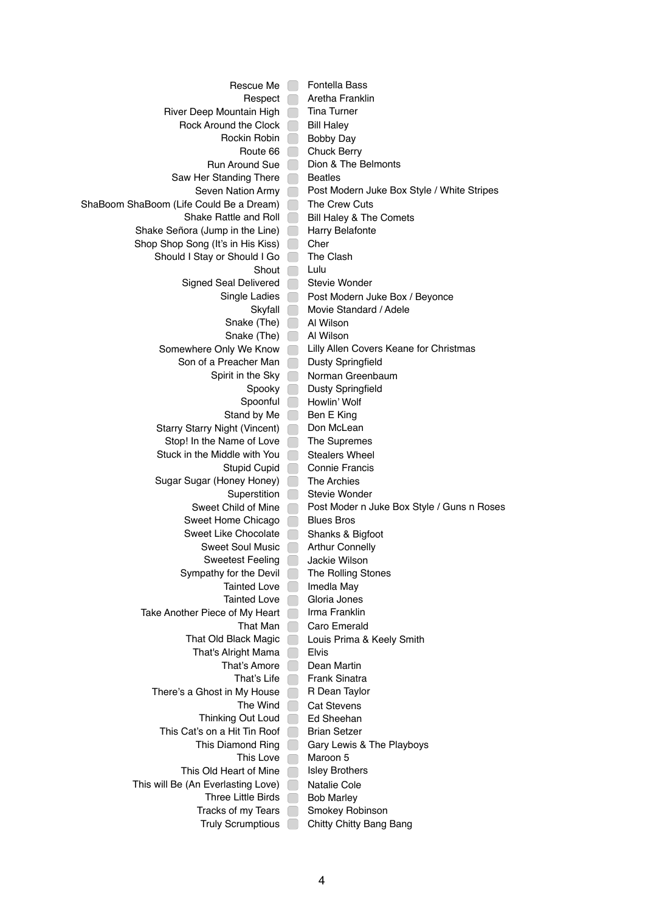| Song | | Artist |
|---|---|---|
| Rescue Me | ☐ | Fontella Bass |
| Respect | ☐ | Aretha Franklin |
| River Deep Mountain High | ☐ | Tina Turner |
| Rock Around the Clock | ☐ | Bill Haley |
| Rockin Robin | ☐ | Bobby Day |
| Route 66 | ☐ | Chuck Berry |
| Run Around Sue | ☐ | Dion & The Belmonts |
| Saw Her Standing There | ☐ | Beatles |
| Seven Nation Army | ☐ | Post Modern Juke Box Style / White Stripes |
| ShaBoom ShaBoom (Life Could Be a Dream) | ☐ | The Crew Cuts |
| Shake Rattle and Roll | ☐ | Bill Haley & The Comets |
| Shake Señora (Jump in the Line) | ☐ | Harry Belafonte |
| Shop Shop Song (It's in His Kiss) | ☐ | Cher |
| Should I Stay or Should I Go | ☐ | The Clash |
| Shout | ☐ | Lulu |
| Signed Seal Delivered | ☐ | Stevie Wonder |
| Single Ladies | ☐ | Post Modern Juke Box / Beyonce |
| Skyfall | ☐ | Movie Standard / Adele |
| Snake (The) | ☐ | Al Wilson |
| Snake (The) | ☐ | Al Wilson |
| Somewhere Only We Know | ☐ | Lilly Allen Covers Keane for Christmas |
| Son of a Preacher Man | ☐ | Dusty Springfield |
| Spirit in the Sky | ☐ | Norman Greenbaum |
| Spooky | ☐ | Dusty Springfield |
| Spoonful | ☐ | Howlin' Wolf |
| Stand by Me | ☐ | Ben E King |
| Starry Starry Night (Vincent) | ☐ | Don McLean |
| Stop! In the Name of Love | ☐ | The Supremes |
| Stuck in the Middle with You | ☐ | Stealers Wheel |
| Stupid Cupid | ☐ | Connie Francis |
| Sugar Sugar (Honey Honey) | ☐ | The Archies |
| Superstition | ☐ | Stevie Wonder |
| Sweet Child of Mine | ☐ | Post Moder n Juke Box Style / Guns n Roses |
| Sweet Home Chicago | ☐ | Blues Bros |
| Sweet Like Chocolate | ☐ | Shanks & Bigfoot |
| Sweet Soul Music | ☐ | Arthur Connelly |
| Sweetest Feeling | ☐ | Jackie Wilson |
| Sympathy for the Devil | ☐ | The Rolling Stones |
| Tainted Love | ☐ | Imedla May |
| Tainted Love | ☐ | Gloria Jones |
| Take Another Piece of My Heart | ☐ | Irma Franklin |
| That Man | ☐ | Caro Emerald |
| That Old Black Magic | ☐ | Louis Prima & Keely Smith |
| That's Alright Mama | ☐ | Elvis |
| That's Amore | ☐ | Dean Martin |
| That's Life | ☐ | Frank Sinatra |
| There's a Ghost in My House | ☐ | R Dean Taylor |
| The Wind | ☐ | Cat Stevens |
| Thinking Out Loud | ☐ | Ed Sheehan |
| This Cat's on a Hit Tin Roof | ☐ | Brian Setzer |
| This Diamond Ring | ☐ | Gary Lewis & The Playboys |
| This Love | ☐ | Maroon 5 |
| This Old Heart of Mine | ☐ | Isley Brothers |
| This will Be (An Everlasting Love) | ☐ | Natalie Cole |
| Three Little Birds | ☐ | Bob Marley |
| Tracks of my Tears | ☐ | Smokey Robinson |
| Truly Scrumptious | ☐ | Chitty Chitty Bang Bang |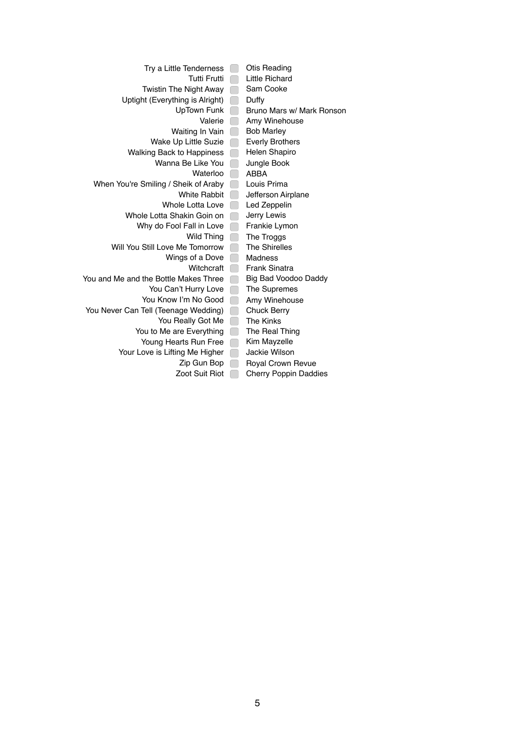| | | |
|---|---|---|
| Try a Little Tenderness | ☐ | Otis Reading |
| Tutti Frutti | ☐ | Little Richard |
| Twistin The Night Away | ☐ | Sam Cooke |
| Uptight (Everything is Alright) | ☐ | Duffy |
| UpTown Funk | ☐ | Bruno Mars w/ Mark Ronson |
| Valerie | ☐ | Amy Winehouse |
| Waiting In Vain | ☐ | Bob Marley |
| Wake Up Little Suzie | ☐ | Everly Brothers |
| Walking Back to Happiness | ☐ | Helen Shapiro |
| Wanna Be Like You | ☐ | Jungle Book |
| Waterloo | ☐ | ABBA |
| When You're Smiling / Sheik of Araby | ☐ | Louis Prima |
| White Rabbit | ☐ | Jefferson Airplane |
| Whole Lotta Love | ☐ | Led Zeppelin |
| Whole Lotta Shakin Goin on | ☐ | Jerry Lewis |
| Why do Fool Fall in Love | ☐ | Frankie Lymon |
| Wild Thing | ☐ | The Troggs |
| Will You Still Love Me Tomorrow | ☐ | The Shirelles |
| Wings of a Dove | ☐ | Madness |
| Witchcraft | ☐ | Frank Sinatra |
| You and Me and the Bottle Makes Three | ☐ | Big Bad Voodoo Daddy |
| You Can't Hurry Love | ☐ | The Supremes |
| You Know I'm No Good | ☐ | Amy Winehouse |
| You Never Can Tell (Teenage Wedding) | ☐ | Chuck Berry |
| You Really Got Me | ☐ | The Kinks |
| You to Me are Everything | ☐ | The Real Thing |
| Young Hearts Run Free | ☐ | Kim Mayzelle |
| Your Love is Lifting Me Higher | ☐ | Jackie Wilson |
| Zip Gun Bop | ☐ | Royal Crown Revue |
| Zoot Suit Riot | ☐ | Cherry Poppin Daddies |